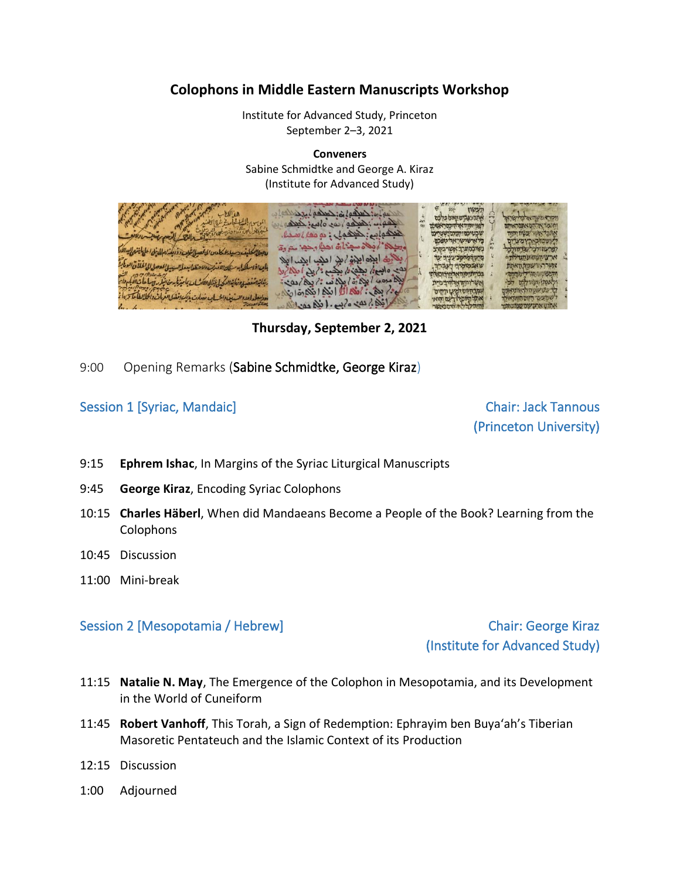# Colophons in Middle Eastern Manuscripts Workshop

Institute for Advanced Study, Princeton
September 2–3, 2021

**Conveners**
Sabine Schmidtke and George A. Kiraz
(Institute for Advanced Study)

## Thursday, September 2, 2021

9:00 Opening Remarks (Sabine Schmidtke, George Kiraz)

### Session 1 [Syriac, Mandaic]

Chair: Jack Tannous (Princeton University)

- 9:15 **Ephrem Ishac**, In Margins of the Syriac Liturgical Manuscripts
- 9:45 **George Kiraz**, Encoding Syriac Colophons
- 10:15 **Charles Häberl**, When did Mandaeans Become a People of the Book? Learning from the Colophons
- 10:45 Discussion
- 11:00 Mini-break

### Session 2 [Mesopotamia / Hebrew]

Chair: George Kiraz (Institute for Advanced Study)

- 11:15 **Natalie N. May**, The Emergence of the Colophon in Mesopotamia, and its Development in the World of Cuneiform
- 11:45 **Robert Vanhoff**, This Torah, a Sign of Redemption: Ephrayim ben Buya'ah's Tiberian Masoretic Pentateuch and the Islamic Context of its Production
- 12:15 Discussion
- 1:00 Adjourned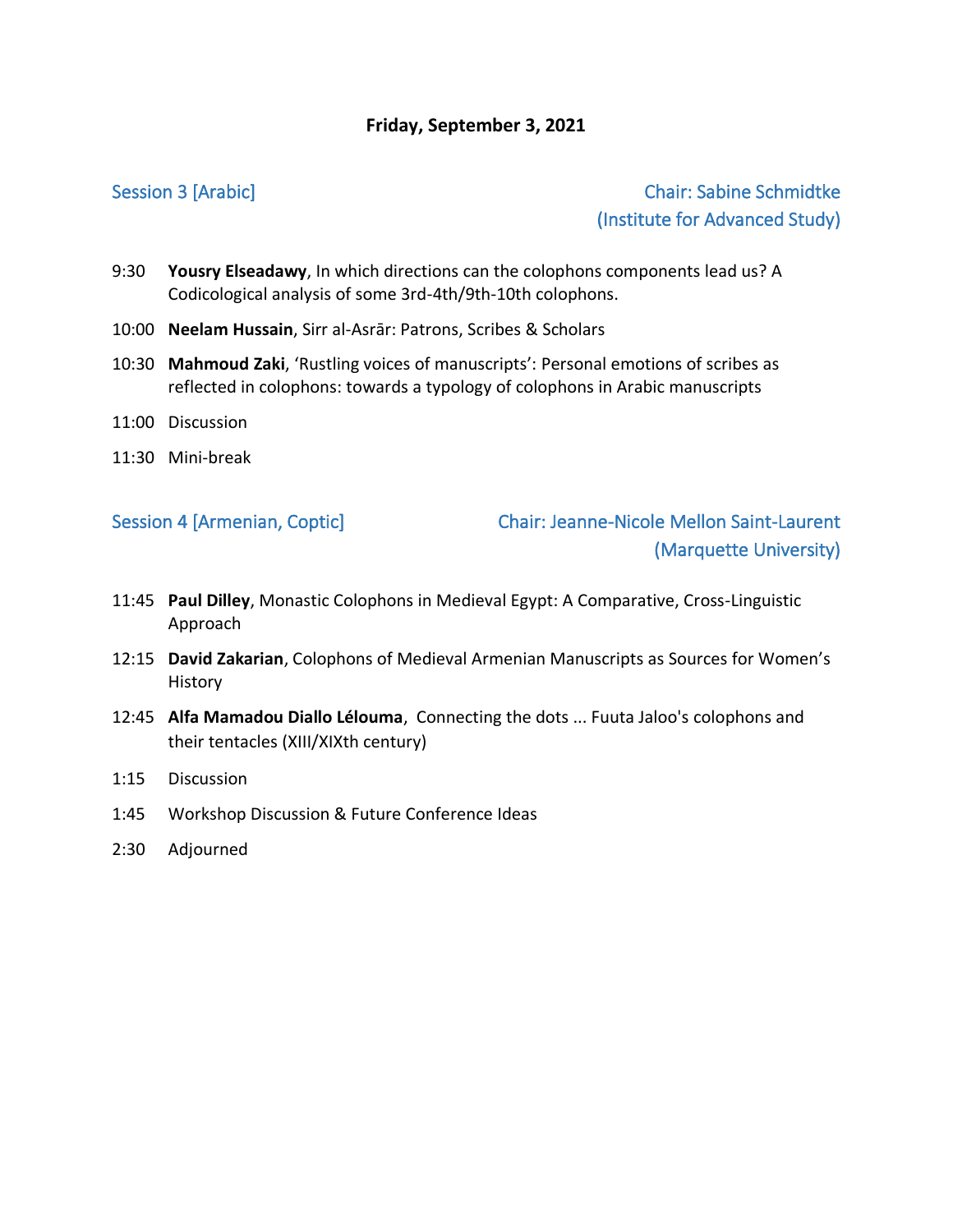**Friday, September 3, 2021**

## Session 3 [Arabic]

Chair: Sabine Schmidtke (Institute for Advanced Study)

9:30 **Yousry Elseadawy**, In which directions can the colophons components lead us? A Codicological analysis of some 3rd-4th/9th-10th colophons.

10:00 **Neelam Hussain**, Sirr al-Asrār: Patrons, Scribes & Scholars

10:30 **Mahmoud Zaki**, 'Rustling voices of manuscripts': Personal emotions of scribes as reflected in colophons: towards a typology of colophons in Arabic manuscripts

11:00 Discussion

11:30 Mini-break

## Session 4 [Armenian, Coptic]

Chair: Jeanne-Nicole Mellon Saint-Laurent (Marquette University)

11:45 **Paul Dilley**, Monastic Colophons in Medieval Egypt: A Comparative, Cross-Linguistic Approach

12:15 **David Zakarian**, Colophons of Medieval Armenian Manuscripts as Sources for Women's History

12:45 **Alfa Mamadou Diallo Lélouma**, Connecting the dots ... Fuuta Jaloo's colophons and their tentacles (XIII/XIXth century)

1:15 Discussion

1:45 Workshop Discussion & Future Conference Ideas

2:30 Adjourned